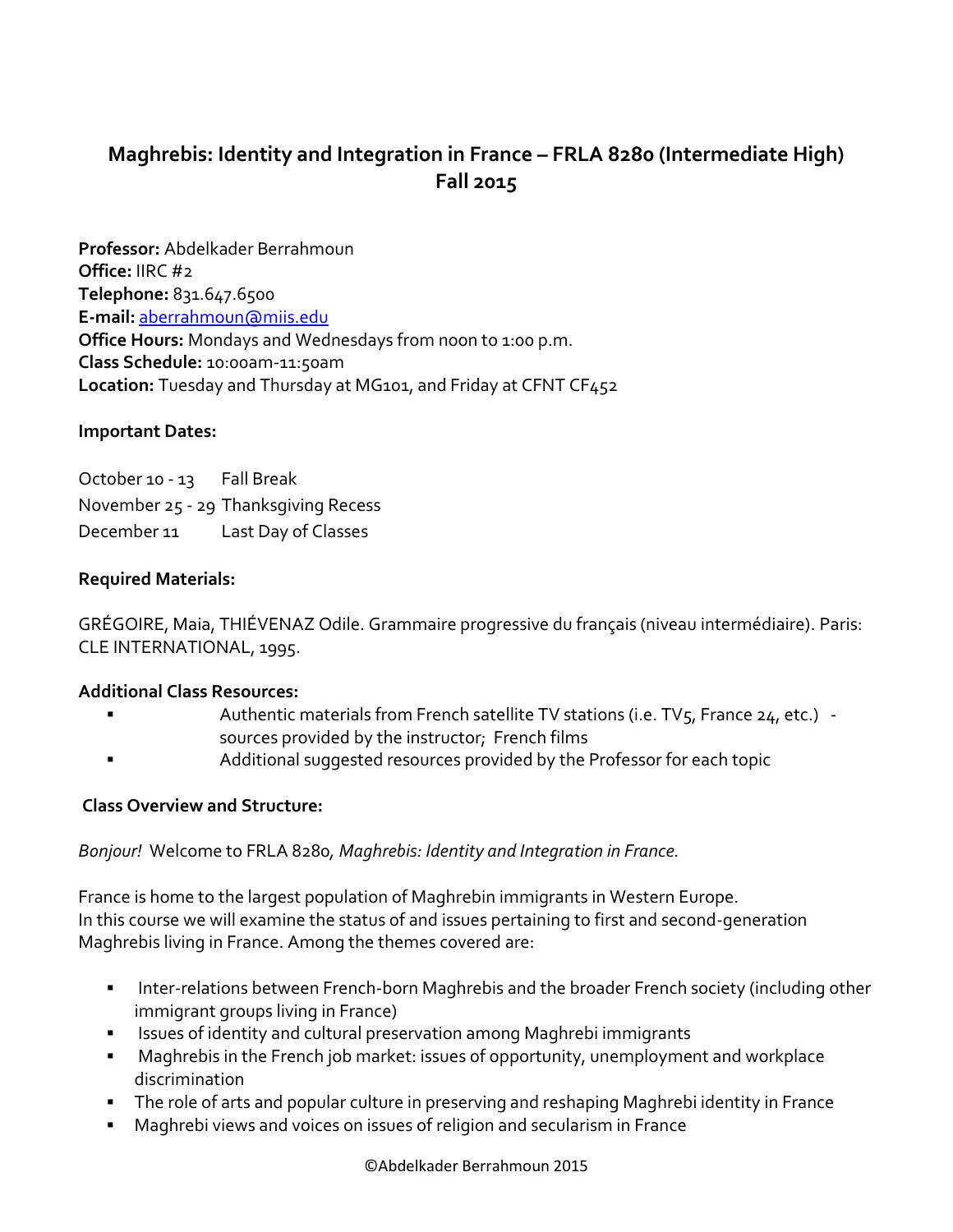# Maghrebis: Identity and Integration in France – FRLA 8280 (Intermediate High)
## Fall 2015

**Professor:** Abdelkader Berrahmoun
**Office:** IIRC #2
**Telephone:** 831.647.6500
**E-mail:** aberrahmoun@miis.edu
**Office Hours:** Mondays and Wednesdays from noon to 1:00 p.m.
**Class Schedule:** 10:00am-11:50am
**Location:** Tuesday and Thursday at MG101, and Friday at CFNT CF452

**Important Dates:**

October 10 - 13 Fall Break
November 25 - 29 Thanksgiving Recess
December 11 Last Day of Classes

**Required Materials:**

GRÉGOIRE, Maia, THIÉVENAZ Odile. Grammaire progressive du français (niveau intermédiaire). Paris: CLE INTERNATIONAL, 1995.

**Additional Class Resources:**

- Authentic materials from French satellite TV stations (i.e. TV5, France 24, etc.) - sources provided by the instructor; French films
- Additional suggested resources provided by the Professor for each topic

**Class Overview and Structure:**

*Bonjour!* Welcome to FRLA 8280, *Maghrebis: Identity and Integration in France.*

France is home to the largest population of Maghrebin immigrants in Western Europe.
In this course we will examine the status of and issues pertaining to first and second-generation Maghrebis living in France. Among the themes covered are:

- Inter-relations between French-born Maghrebis and the broader French society (including other immigrant groups living in France)
- Issues of identity and cultural preservation among Maghrebi immigrants
- Maghrebis in the French job market: issues of opportunity, unemployment and workplace discrimination
- The role of arts and popular culture in preserving and reshaping Maghrebi identity in France
- Maghrebi views and voices on issues of religion and secularism in France

©Abdelkader Berrahmoun 2015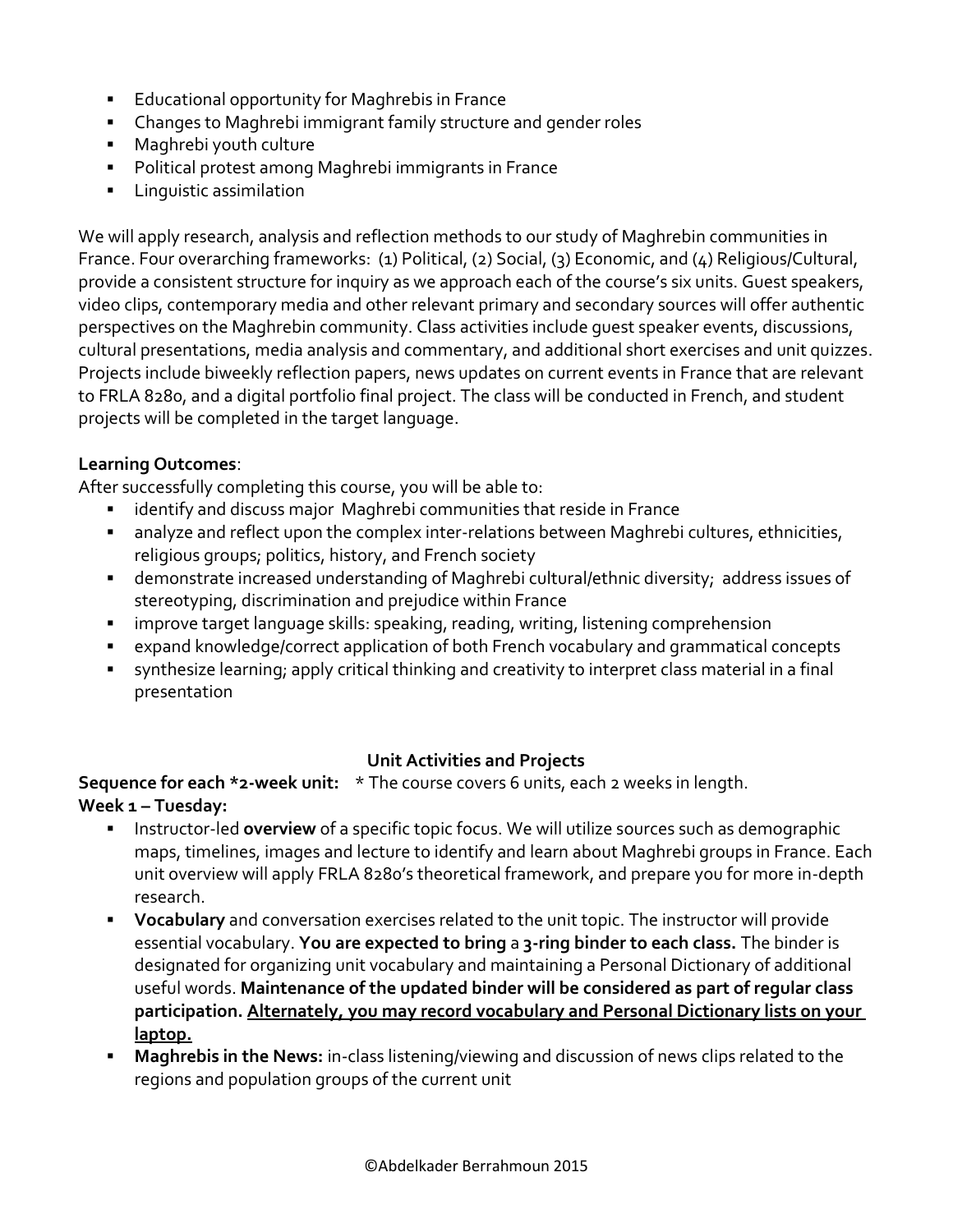- Educational opportunity for Maghrebis in France
- Changes to Maghrebi immigrant family structure and gender roles
- Maghrebi youth culture
- Political protest among Maghrebi immigrants in France
- Linguistic assimilation

We will apply research, analysis and reflection methods to our study of Maghrebin communities in France. Four overarching frameworks: (1) Political, (2) Social, (3) Economic, and (4) Religious/Cultural, provide a consistent structure for inquiry as we approach each of the course's six units. Guest speakers, video clips, contemporary media and other relevant primary and secondary sources will offer authentic perspectives on the Maghrebin community. Class activities include guest speaker events, discussions, cultural presentations, media analysis and commentary, and additional short exercises and unit quizzes. Projects include biweekly reflection papers, news updates on current events in France that are relevant to FRLA 8280, and a digital portfolio final project. The class will be conducted in French, and student projects will be completed in the target language.

**Learning Outcomes**:

After successfully completing this course, you will be able to:

- identify and discuss major Maghrebi communities that reside in France
- analyze and reflect upon the complex inter-relations between Maghrebi cultures, ethnicities, religious groups; politics, history, and French society
- demonstrate increased understanding of Maghrebi cultural/ethnic diversity; address issues of stereotyping, discrimination and prejudice within France
- improve target language skills: speaking, reading, writing, listening comprehension
- expand knowledge/correct application of both French vocabulary and grammatical concepts
- synthesize learning; apply critical thinking and creativity to interpret class material in a final presentation

## Unit Activities and Projects

**Sequence for each *2-week unit:** * The course covers 6 units, each 2 weeks in length.

**Week 1 – Tuesday:**

- Instructor-led **overview** of a specific topic focus. We will utilize sources such as demographic maps, timelines, images and lecture to identify and learn about Maghrebi groups in France. Each unit overview will apply FRLA 8280's theoretical framework, and prepare you for more in-depth research.
- **Vocabulary** and conversation exercises related to the unit topic. The instructor will provide essential vocabulary. **You are expected to bring** a **3-ring binder to each class.** The binder is designated for organizing unit vocabulary and maintaining a Personal Dictionary of additional useful words. **Maintenance of the updated binder will be considered as part of regular class participation. <u>Alternately, you may record vocabulary and Personal Dictionary lists on your laptop.</u>**
- **Maghrebis in the News:** in-class listening/viewing and discussion of news clips related to the regions and population groups of the current unit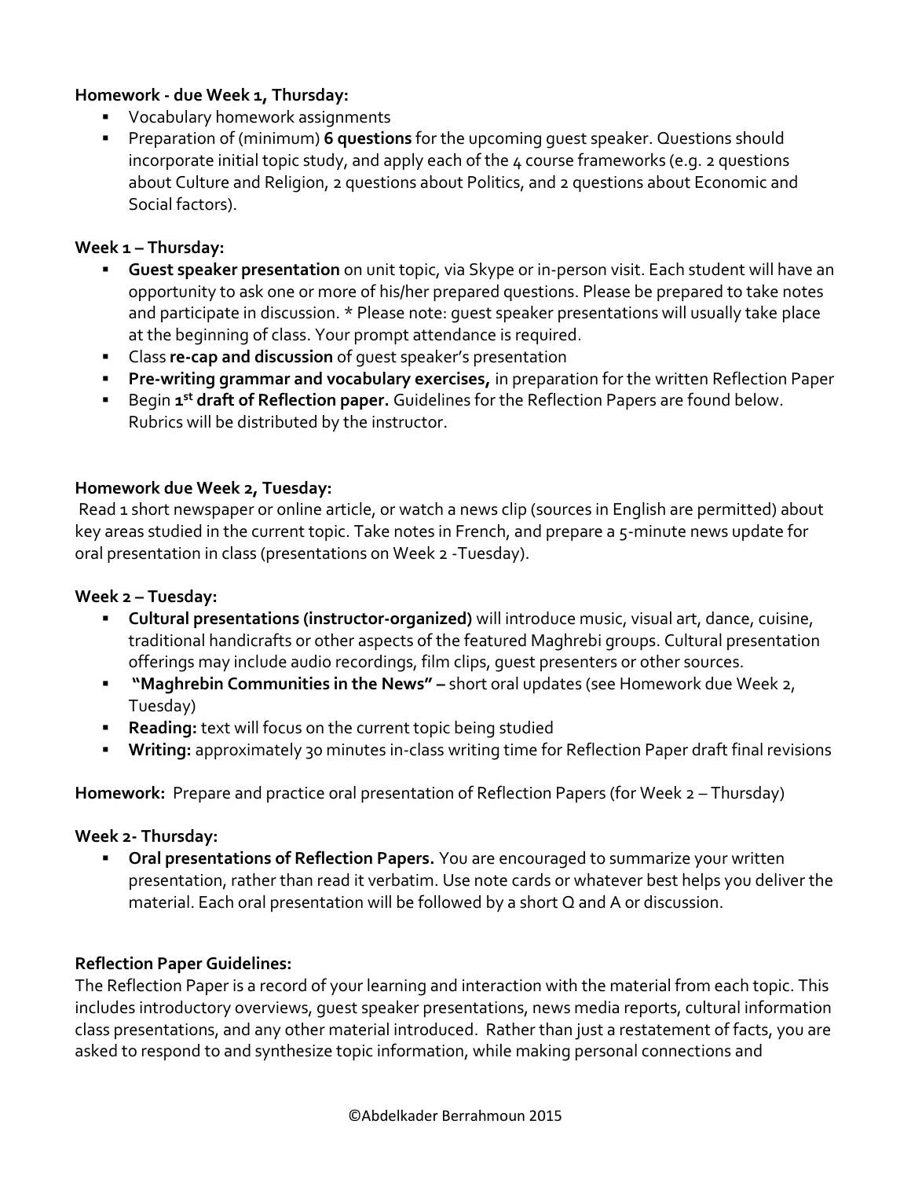**Homework - due Week 1, Thursday:**

- Vocabulary homework assignments
- Preparation of (minimum) **6 questions** for the upcoming guest speaker. Questions should incorporate initial topic study, and apply each of the 4 course frameworks (e.g. 2 questions about Culture and Religion, 2 questions about Politics, and 2 questions about Economic and Social factors).

**Week 1 – Thursday:**

- **Guest speaker presentation** on unit topic, via Skype or in-person visit. Each student will have an opportunity to ask one or more of his/her prepared questions. Please be prepared to take notes and participate in discussion. * Please note: guest speaker presentations will usually take place at the beginning of class. Your prompt attendance is required.
- Class **re-cap and discussion** of guest speaker's presentation
- **Pre-writing grammar and vocabulary exercises,** in preparation for the written Reflection Paper
- Begin **1st draft of Reflection paper.** Guidelines for the Reflection Papers are found below. Rubrics will be distributed by the instructor.

**Homework due Week 2, Tuesday:**

Read 1 short newspaper or online article, or watch a news clip (sources in English are permitted) about key areas studied in the current topic. Take notes in French, and prepare a 5-minute news update for oral presentation in class (presentations on Week 2 -Tuesday).

**Week 2 – Tuesday:**

- **Cultural presentations (instructor-organized)** will introduce music, visual art, dance, cuisine, traditional handicrafts or other aspects of the featured Maghrebi groups. Cultural presentation offerings may include audio recordings, film clips, guest presenters or other sources.
- **"Maghrebin Communities in the News" –** short oral updates (see Homework due Week 2, Tuesday)
- **Reading:** text will focus on the current topic being studied
- **Writing:** approximately 30 minutes in-class writing time for Reflection Paper draft final revisions

**Homework:** Prepare and practice oral presentation of Reflection Papers (for Week 2 – Thursday)

**Week 2- Thursday:**

- **Oral presentations of Reflection Papers.** You are encouraged to summarize your written presentation, rather than read it verbatim. Use note cards or whatever best helps you deliver the material. Each oral presentation will be followed by a short Q and A or discussion.

**Reflection Paper Guidelines:**

The Reflection Paper is a record of your learning and interaction with the material from each topic. This includes introductory overviews, guest speaker presentations, news media reports, cultural information class presentations, and any other material introduced. Rather than just a restatement of facts, you are asked to respond to and synthesize topic information, while making personal connections and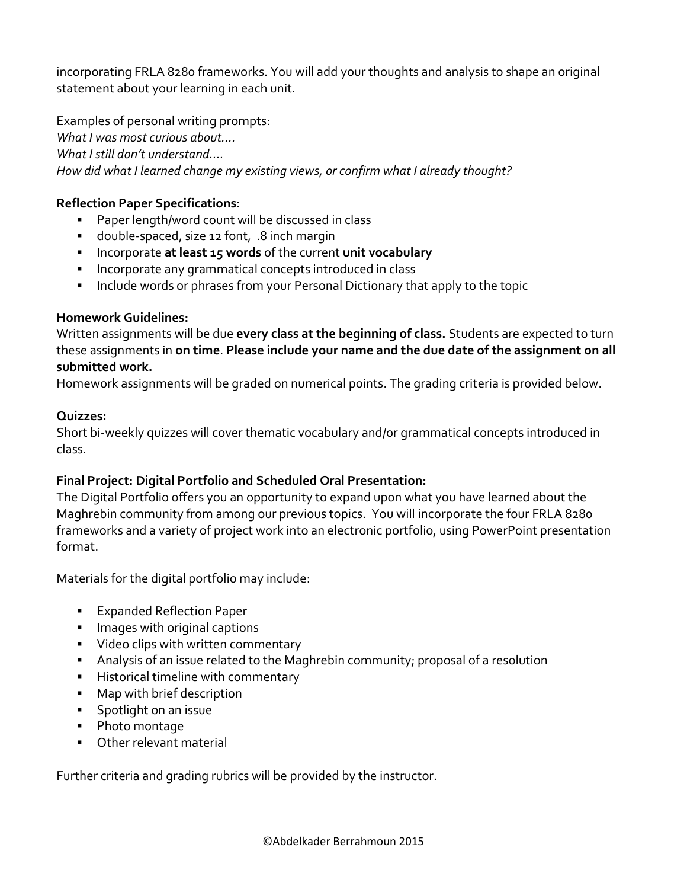incorporating FRLA 8280 frameworks. You will add your thoughts and analysis to shape an original statement about your learning in each unit.

Examples of personal writing prompts:
*What I was most curious about….*
*What I still don't understand….*
*How did what I learned change my existing views, or confirm what I already thought?*

**Reflection Paper Specifications:**

- Paper length/word count will be discussed in class
- double-spaced, size 12 font, .8 inch margin
- Incorporate **at least 15 words** of the current **unit vocabulary**
- Incorporate any grammatical concepts introduced in class
- Include words or phrases from your Personal Dictionary that apply to the topic

**Homework Guidelines:**
Written assignments will be due **every class at the beginning of class.** Students are expected to turn these assignments in **on time**. **Please include your name and the due date of the assignment on all submitted work.**
Homework assignments will be graded on numerical points. The grading criteria is provided below.

**Quizzes:**
Short bi-weekly quizzes will cover thematic vocabulary and/or grammatical concepts introduced in class.

**Final Project: Digital Portfolio and Scheduled Oral Presentation:**
The Digital Portfolio offers you an opportunity to expand upon what you have learned about the Maghrebin community from among our previous topics. You will incorporate the four FRLA 8280 frameworks and a variety of project work into an electronic portfolio, using PowerPoint presentation format.

Materials for the digital portfolio may include:

- Expanded Reflection Paper
- Images with original captions
- Video clips with written commentary
- Analysis of an issue related to the Maghrebin community; proposal of a resolution
- Historical timeline with commentary
- Map with brief description
- Spotlight on an issue
- Photo montage
- Other relevant material

Further criteria and grading rubrics will be provided by the instructor.

©Abdelkader Berrahmoun 2015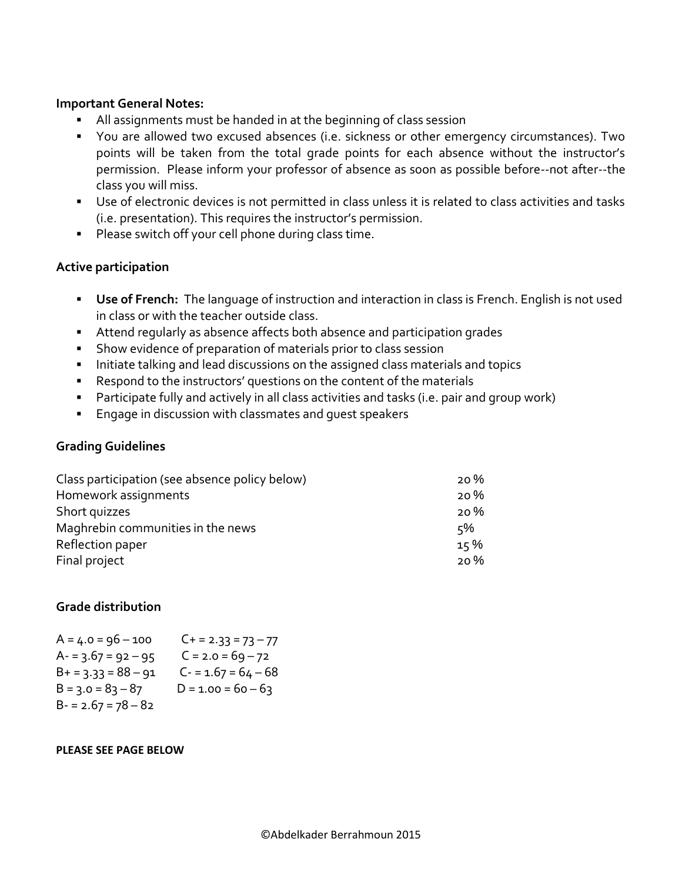**Important General Notes:**

- All assignments must be handed in at the beginning of class session
- You are allowed two excused absences (i.e. sickness or other emergency circumstances). Two points will be taken from the total grade points for each absence without the instructor's permission. Please inform your professor of absence as soon as possible before--not after--the class you will miss.
- Use of electronic devices is not permitted in class unless it is related to class activities and tasks (i.e. presentation). This requires the instructor's permission.
- Please switch off your cell phone during class time.

**Active participation**

- **Use of French:** The language of instruction and interaction in class is French. English is not used in class or with the teacher outside class.
- Attend regularly as absence affects both absence and participation grades
- Show evidence of preparation of materials prior to class session
- Initiate talking and lead discussions on the assigned class materials and topics
- Respond to the instructors' questions on the content of the materials
- Participate fully and actively in all class activities and tasks (i.e. pair and group work)
- Engage in discussion with classmates and guest speakers

**Grading Guidelines**

| | |
|---|---|
| Class participation (see absence policy below) | 20 % |
| Homework assignments | 20 % |
| Short quizzes | 20 % |
| Maghrebin communities in the news | 5% |
| Reflection paper | 15 % |
| Final project | 20 % |

**Grade distribution**

| | |
|---|---|
| A = 4.0 = 96 – 100 | C+ = 2.33 = 73 – 77 |
| A- = 3.67 = 92 – 95 | C = 2.0 = 69 – 72 |
| B+ = 3.33 = 88 – 91 | C- = 1.67 = 64 – 68 |
| B = 3.0 = 83 – 87 | D = 1.00 = 60 – 63 |
| B- = 2.67 = 78 – 82 | |

**PLEASE SEE PAGE BELOW**

©Abdelkader Berrahmoun 2015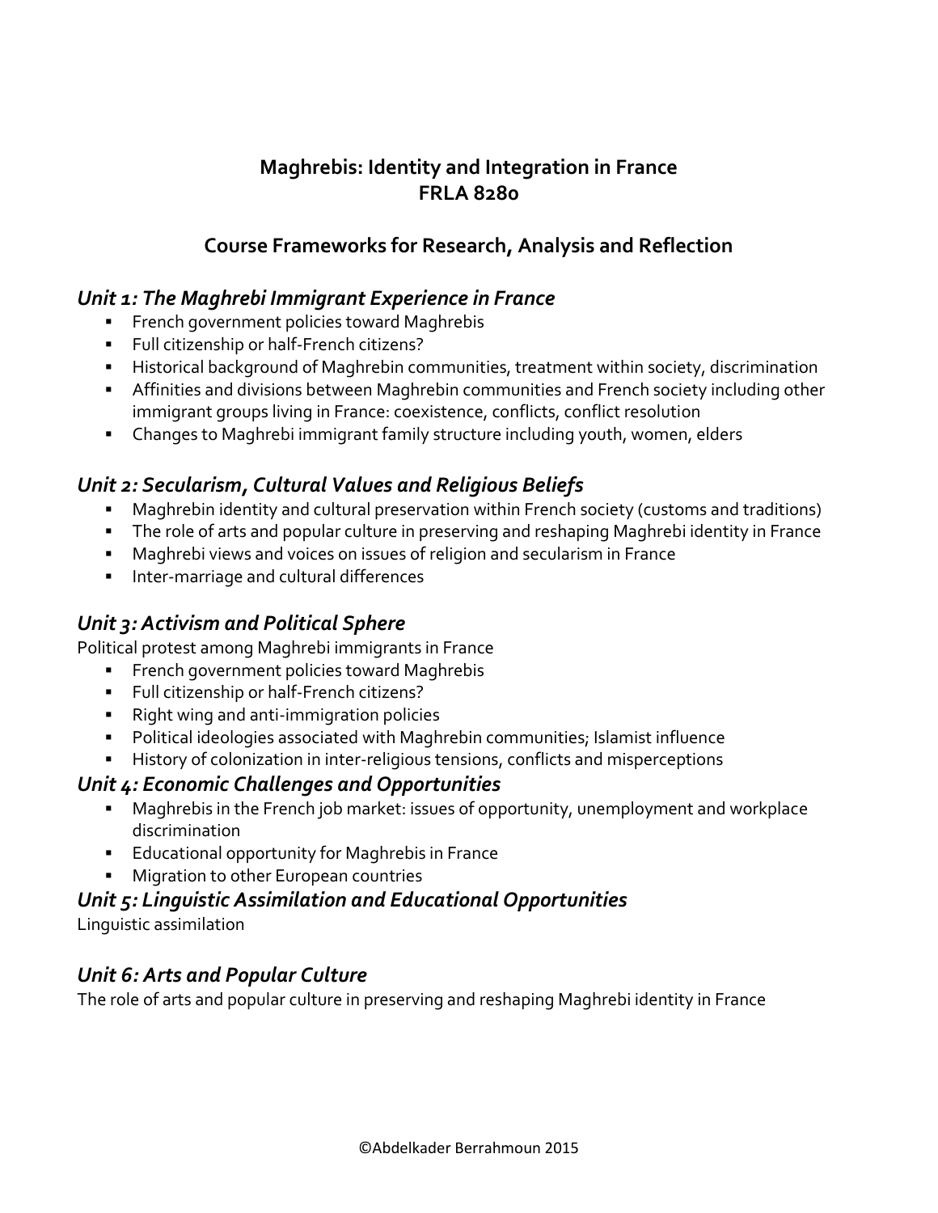# Maghrebis: Identity and Integration in France
# FRLA 8280

## Course Frameworks for Research, Analysis and Reflection

### *Unit 1: The Maghrebi Immigrant Experience in France*

- French government policies toward Maghrebis
- Full citizenship or half-French citizens?
- Historical background of Maghrebin communities, treatment within society, discrimination
- Affinities and divisions between Maghrebin communities and French society including other immigrant groups living in France: coexistence, conflicts, conflict resolution
- Changes to Maghrebi immigrant family structure including youth, women, elders

### *Unit 2: Secularism, Cultural Values and Religious Beliefs*

- Maghrebin identity and cultural preservation within French society (customs and traditions)
- The role of arts and popular culture in preserving and reshaping Maghrebi identity in France
- Maghrebi views and voices on issues of religion and secularism in France
- Inter-marriage and cultural differences

### *Unit 3: Activism and Political Sphere*

Political protest among Maghrebi immigrants in France

- French government policies toward Maghrebis
- Full citizenship or half-French citizens?
- Right wing and anti-immigration policies
- Political ideologies associated with Maghrebin communities; Islamist influence
- History of colonization in inter-religious tensions, conflicts and misperceptions

### *Unit 4: Economic Challenges and Opportunities*

- Maghrebis in the French job market: issues of opportunity, unemployment and workplace discrimination
- Educational opportunity for Maghrebis in France
- Migration to other European countries

### *Unit 5: Linguistic Assimilation and Educational Opportunities*

Linguistic assimilation

### *Unit 6: Arts and Popular Culture*

The role of arts and popular culture in preserving and reshaping Maghrebi identity in France

©Abdelkader Berrahmoun 2015